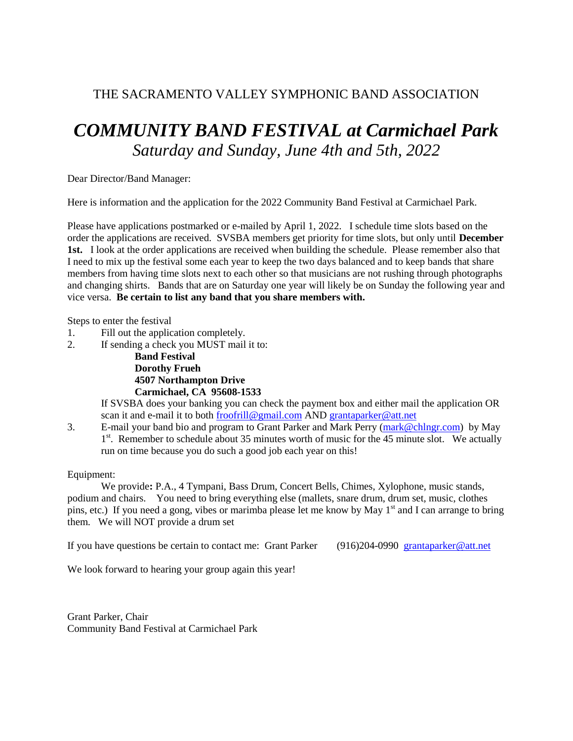THE SACRAMENTO VALLEY SYMPHONIC BAND ASSOCIATION

# *COMMUNITY BAND FESTIVAL at Carmichael Park*

*Saturday and Sunday, June 4th and 5th, 2022*

Dear Director/Band Manager:

Here is information and the application for the 2022 Community Band Festival at Carmichael Park.

Please have applications postmarked or e-mailed by April 1, 2022. I schedule time slots based on the order the applications are received. SVSBA members get priority for time slots, but only until **December 1st.** I look at the order applications are received when building the schedule. Please remember also that I need to mix up the festival some each year to keep the two days balanced and to keep bands that share members from having time slots next to each other so that musicians are not rushing through photographs and changing shirts. Bands that are on Saturday one year will likely be on Sunday the following year and vice versa. **Be certain to list any band that you share members with.**

Steps to enter the festival

1. Fill out the application completely.
2. If sending a check you MUST mail it to:

   **Band Festival**
   **Dorothy Frueh**
   **4507 Northampton Drive**
   **Carmichael, CA 95608-1533**

   If SVSBA does your banking you can check the payment box and either mail the application OR scan it and e-mail it to both froofrill@gmail.com AND grantaparker@att.net
3. E-mail your band bio and program to Grant Parker and Mark Perry (mark@chlngr.com) by May 1st. Remember to schedule about 35 minutes worth of music for the 45 minute slot. We actually run on time because you do such a good job each year on this!

Equipment:

We provide**:** P.A., 4 Tympani, Bass Drum, Concert Bells, Chimes, Xylophone, music stands, podium and chairs. You need to bring everything else (mallets, snare drum, drum set, music, clothes pins, etc.) If you need a gong, vibes or marimba please let me know by May 1st and I can arrange to bring them. We will NOT provide a drum set

If you have questions be certain to contact me: Grant Parker (916)204-0990 grantaparker@att.net

We look forward to hearing your group again this year!

Grant Parker, Chair
Community Band Festival at Carmichael Park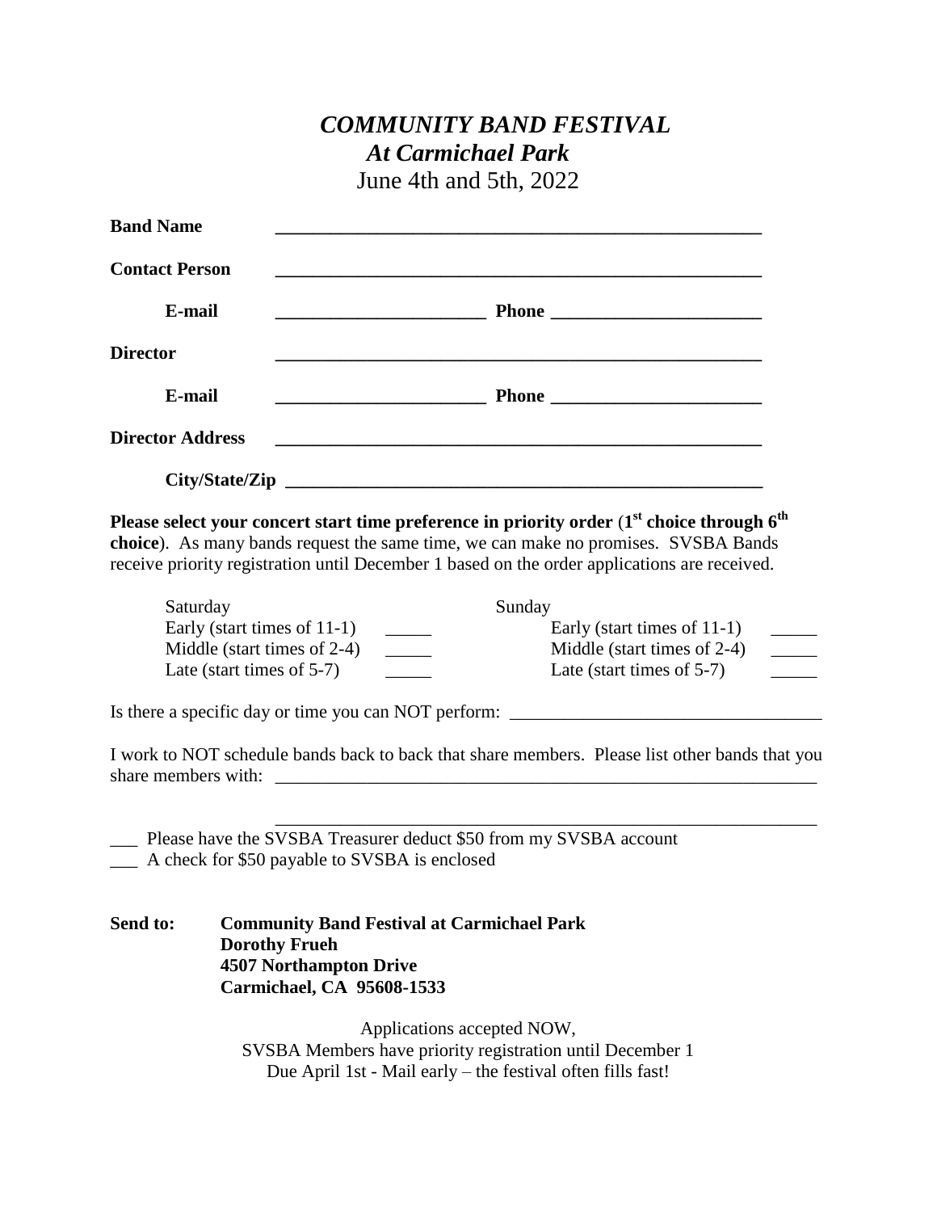# *COMMUNITY BAND FESTIVAL*
## *At Carmichael Park*
June 4th and 5th, 2022

**Band Name** \_\_\_\_\_\_\_\_\_\_\_\_\_\_\_\_\_\_\_\_\_\_\_\_\_\_\_\_\_\_\_\_\_\_\_\_\_\_\_\_\_\_\_\_\_\_\_\_\_\_\_\_\_\_

**Contact Person** \_\_\_\_\_\_\_\_\_\_\_\_\_\_\_\_\_\_\_\_\_\_\_\_\_\_\_\_\_\_\_\_\_\_\_\_\_\_\_\_\_\_\_\_\_\_\_\_\_\_\_\_\_\_

**E-mail** \_\_\_\_\_\_\_\_\_\_\_\_\_\_\_\_\_\_\_\_\_\_\_\_ **Phone** \_\_\_\_\_\_\_\_\_\_\_\_\_\_\_\_\_\_\_\_\_\_\_\_

**Director** \_\_\_\_\_\_\_\_\_\_\_\_\_\_\_\_\_\_\_\_\_\_\_\_\_\_\_\_\_\_\_\_\_\_\_\_\_\_\_\_\_\_\_\_\_\_\_\_\_\_\_\_\_\_

**E-mail** \_\_\_\_\_\_\_\_\_\_\_\_\_\_\_\_\_\_\_\_\_\_\_\_ **Phone** \_\_\_\_\_\_\_\_\_\_\_\_\_\_\_\_\_\_\_\_\_\_\_\_

**Director Address** \_\_\_\_\_\_\_\_\_\_\_\_\_\_\_\_\_\_\_\_\_\_\_\_\_\_\_\_\_\_\_\_\_\_\_\_\_\_\_\_\_\_\_\_\_\_\_\_\_\_\_\_\_\_

**City/State/Zip** \_\_\_\_\_\_\_\_\_\_\_\_\_\_\_\_\_\_\_\_\_\_\_\_\_\_\_\_\_\_\_\_\_\_\_\_\_\_\_\_\_\_\_\_\_\_\_\_\_\_\_\_\_\_

**Please select your concert start time preference in priority order** (**1st choice through 6th choice**). As many bands request the same time, we can make no promises. SVSBA Bands receive priority registration until December 1 based on the order applications are received.

| Saturday | | Sunday | |
|---|---|---|---|
| Early (start times of 11-1) | \_\_\_\_\_ | Early (start times of 11-1) | \_\_\_\_\_ |
| Middle (start times of 2-4) | \_\_\_\_\_ | Middle (start times of 2-4) | \_\_\_\_\_ |
| Late (start times of 5-7) | \_\_\_\_\_ | Late (start times of 5-7) | \_\_\_\_\_ |

Is there a specific day or time you can NOT perform: \_\_\_\_\_\_\_\_\_\_\_\_\_\_\_\_\_\_\_\_\_\_\_\_\_\_\_\_\_\_\_\_\_\_

I work to NOT schedule bands back to back that share members. Please list other bands that you share members with: \_\_\_\_\_\_\_\_\_\_\_\_\_\_\_\_\_\_\_\_\_\_\_\_\_\_\_\_\_\_\_\_\_\_\_\_\_\_\_\_\_\_\_\_\_\_\_\_\_\_\_\_\_\_\_\_\_\_\_\_\_\_

\_\_\_\_\_\_\_\_\_\_\_\_\_\_\_\_\_\_\_\_\_\_\_\_\_\_\_\_\_\_\_\_\_\_\_\_\_\_\_\_\_\_\_\_\_\_\_\_\_\_\_\_\_\_\_\_\_\_\_\_\_\_

\_\_\_ Please have the SVSBA Treasurer deduct $50 from my SVSBA account

\_\_\_ A check for $50 payable to SVSBA is enclosed

**Send to:** **Community Band Festival at Carmichael Park**
**Dorothy Frueh**
**4507 Northampton Drive**
**Carmichael, CA 95608-1533**

Applications accepted NOW,
SVSBA Members have priority registration until December 1
Due April 1st - Mail early – the festival often fills fast!